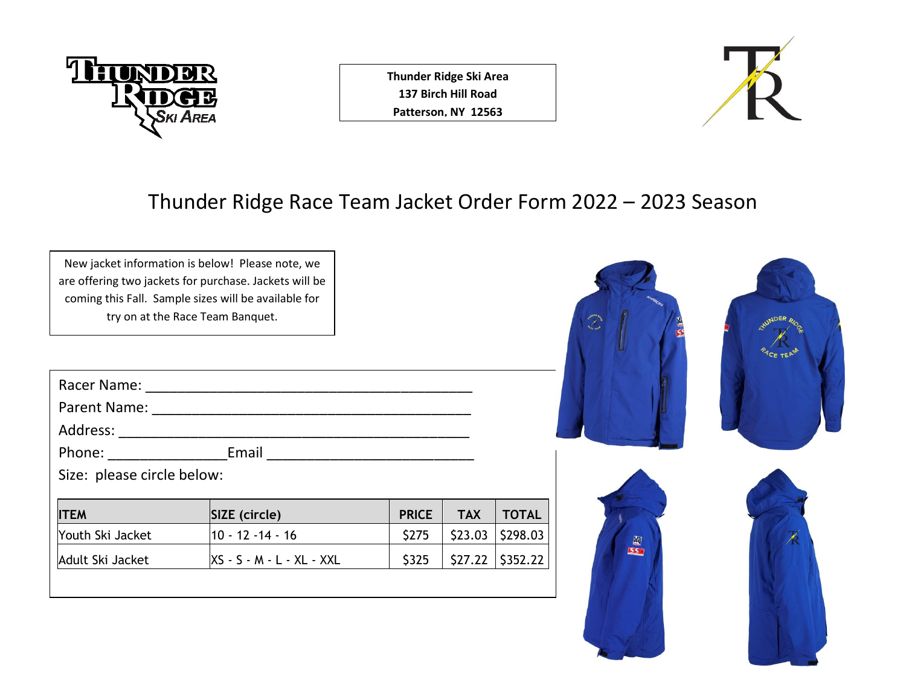**Thunder Ridge Ski Area**
**137 Birch Hill Road**
**Patterson, NY 12563**

# Thunder Ridge Race Team Jacket Order Form 2022 – 2023 Season

New jacket information is below! Please note, we are offering two jackets for purchase. Jackets will be coming this Fall. Sample sizes will be available for try on at the Race Team Banquet.

Racer Name: ________________________________________

Parent Name: ________________________________________

Address: ____________________________________________

Phone: _______________Email __________________________

Size: please circle below:

| ITEM | SIZE (circle) | PRICE | TAX | TOTAL |
|---|---|---|---|---|
| Youth Ski Jacket | 10 - 12 -14 - 16 | $275 | $23.03 | $298.03 |
| Adult Ski Jacket | XS - S - M - L - XL - XXL | $325 | $27.22 | $352.22 |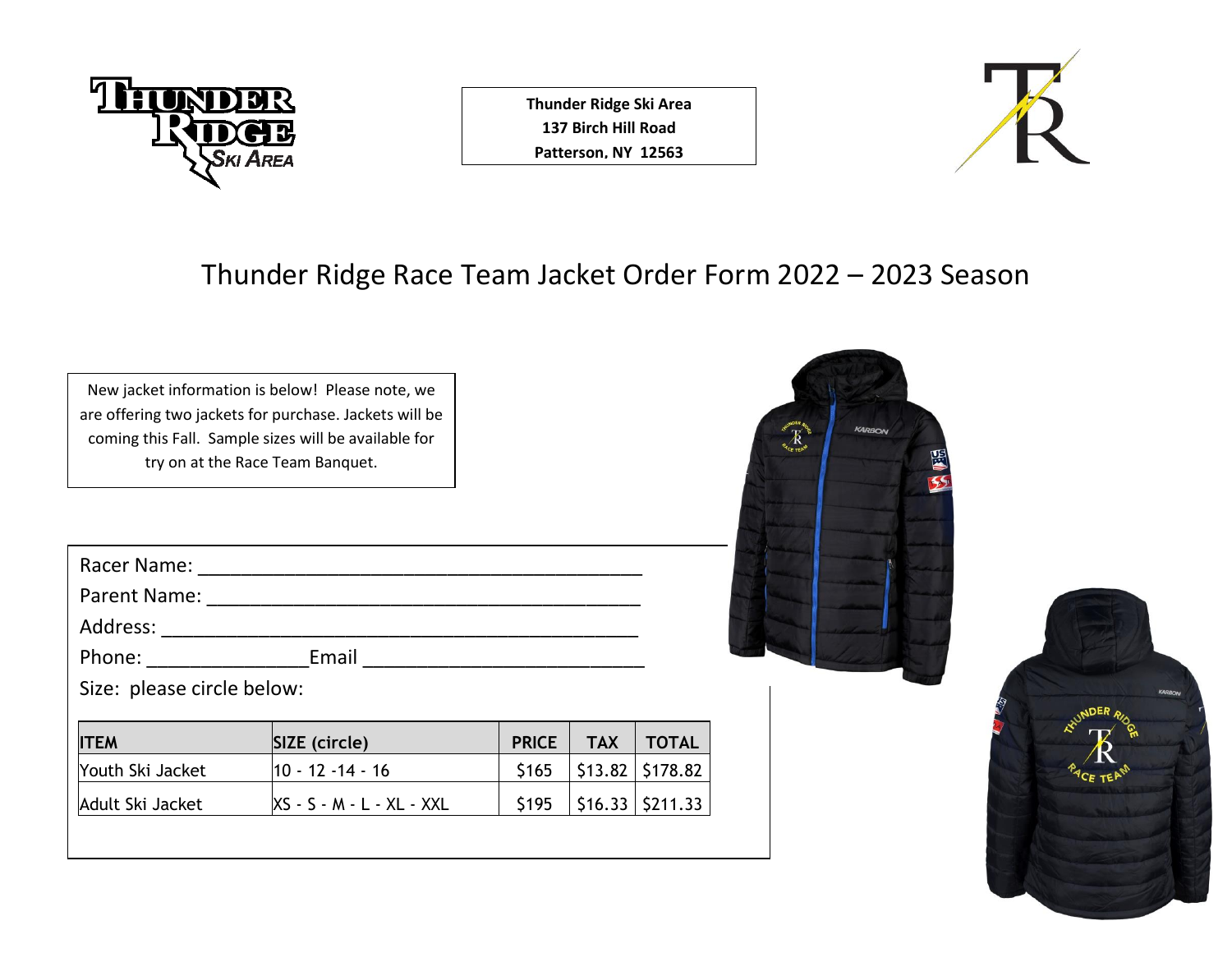Thunder Ridge Ski Area
137 Birch Hill Road
Patterson, NY 12563

# Thunder Ridge Race Team Jacket Order Form 2022 – 2023 Season

New jacket information is below! Please note, we are offering two jackets for purchase. Jackets will be coming this Fall. Sample sizes will be available for try on at the Race Team Banquet.

Racer Name: ________________________________________

Parent Name: ________________________________________

Address: ___________________________________________

Phone: _______________Email _________________________

Size: please circle below:

| ITEM | SIZE (circle) | PRICE | TAX | TOTAL |
|---|---|---|---|---|
| Youth Ski Jacket | 10 - 12 -14 - 16 | $165 | $13.82 | $178.82 |
| Adult Ski Jacket | XS - S - M - L - XL - XXL | $195 | $16.33 | $211.33 |